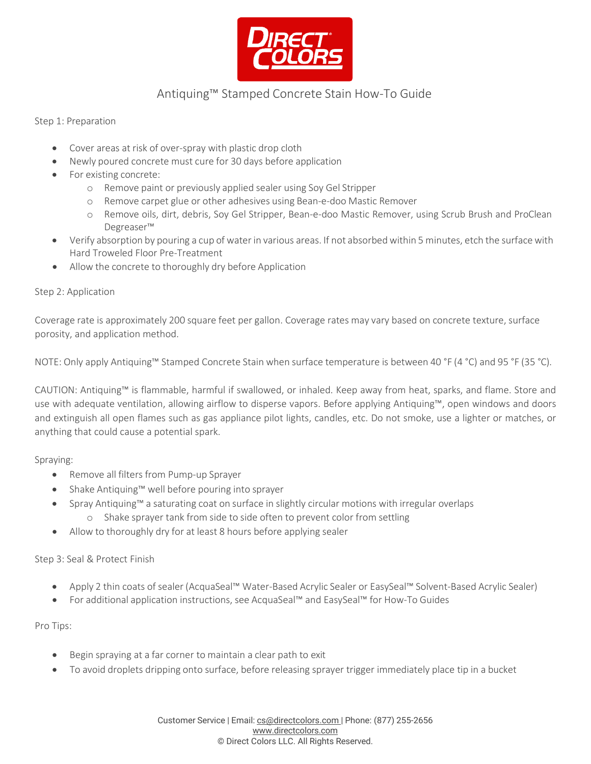# Antiquing™ Stamped Concrete Stain How-To Guide

## Step 1: Preparation

- Cover areas at risk of over-spray with plastic drop cloth
- Newly poured concrete must cure for 30 days before application
- For existing concrete:
  - Remove paint or previously applied sealer using Soy Gel Stripper
  - Remove carpet glue or other adhesives using Bean-e-doo Mastic Remover
  - Remove oils, dirt, debris, Soy Gel Stripper, Bean-e-doo Mastic Remover, using Scrub Brush and ProClean Degreaser™
- Verify absorption by pouring a cup of water in various areas. If not absorbed within 5 minutes, etch the surface with Hard Troweled Floor Pre-Treatment
- Allow the concrete to thoroughly dry before Application

## Step 2: Application

Coverage rate is approximately 200 square feet per gallon. Coverage rates may vary based on concrete texture, surface porosity, and application method.

NOTE: Only apply Antiquing™ Stamped Concrete Stain when surface temperature is between 40 °F (4 °C) and 95 °F (35 °C).

CAUTION: Antiquing™ is flammable, harmful if swallowed, or inhaled. Keep away from heat, sparks, and flame. Store and use with adequate ventilation, allowing airflow to disperse vapors. Before applying Antiquing™, open windows and doors and extinguish all open flames such as gas appliance pilot lights, candles, etc. Do not smoke, use a lighter or matches, or anything that could cause a potential spark.

Spraying:

- Remove all filters from Pump-up Sprayer
- Shake Antiquing™ well before pouring into sprayer
- Spray Antiquing™ a saturating coat on surface in slightly circular motions with irregular overlaps
  - Shake sprayer tank from side to side often to prevent color from settling
- Allow to thoroughly dry for at least 8 hours before applying sealer

## Step 3: Seal & Protect Finish

- Apply 2 thin coats of sealer (AcquaSeal™ Water-Based Acrylic Sealer or EasySeal™ Solvent-Based Acrylic Sealer)
- For additional application instructions, see AcquaSeal™ and EasySeal™ for How-To Guides

## Pro Tips:

- Begin spraying at a far corner to maintain a clear path to exit
- To avoid droplets dripping onto surface, before releasing sprayer trigger immediately place tip in a bucket

Customer Service | Email: cs@directcolors.com | Phone: (877) 255-2656
www.directcolors.com
© Direct Colors LLC. All Rights Reserved.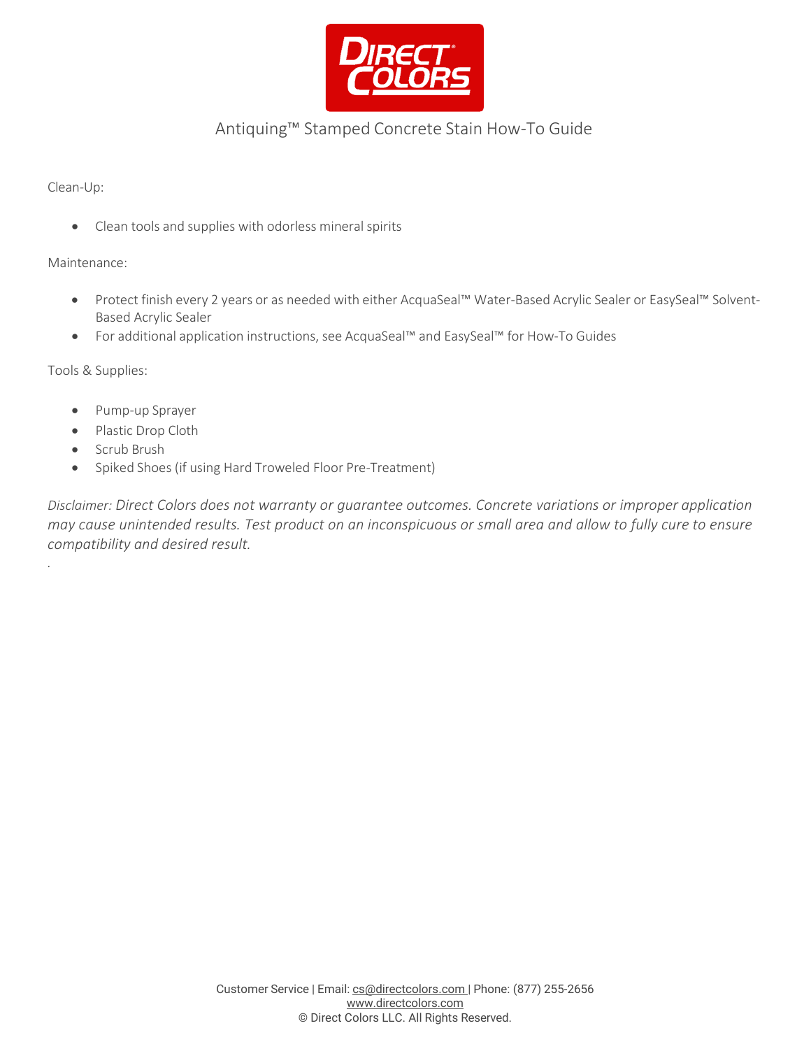Antiquing™ Stamped Concrete Stain How-To Guide

Clean-Up:

- Clean tools and supplies with odorless mineral spirits

Maintenance:

- Protect finish every 2 years or as needed with either AcquaSeal™ Water-Based Acrylic Sealer or EasySeal™ Solvent-Based Acrylic Sealer
- For additional application instructions, see AcquaSeal™ and EasySeal™ for How-To Guides

Tools & Supplies:

- Pump-up Sprayer
- Plastic Drop Cloth
- Scrub Brush
- Spiked Shoes (if using Hard Troweled Floor Pre-Treatment)

*Disclaimer: Direct Colors does not warranty or guarantee outcomes. Concrete variations or improper application may cause unintended results. Test product on an inconspicuous or small area and allow to fully cure to ensure compatibility and desired result.*

Customer Service | Email: cs@directcolors.com | Phone: (877) 255-2656
www.directcolors.com
© Direct Colors LLC. All Rights Reserved.